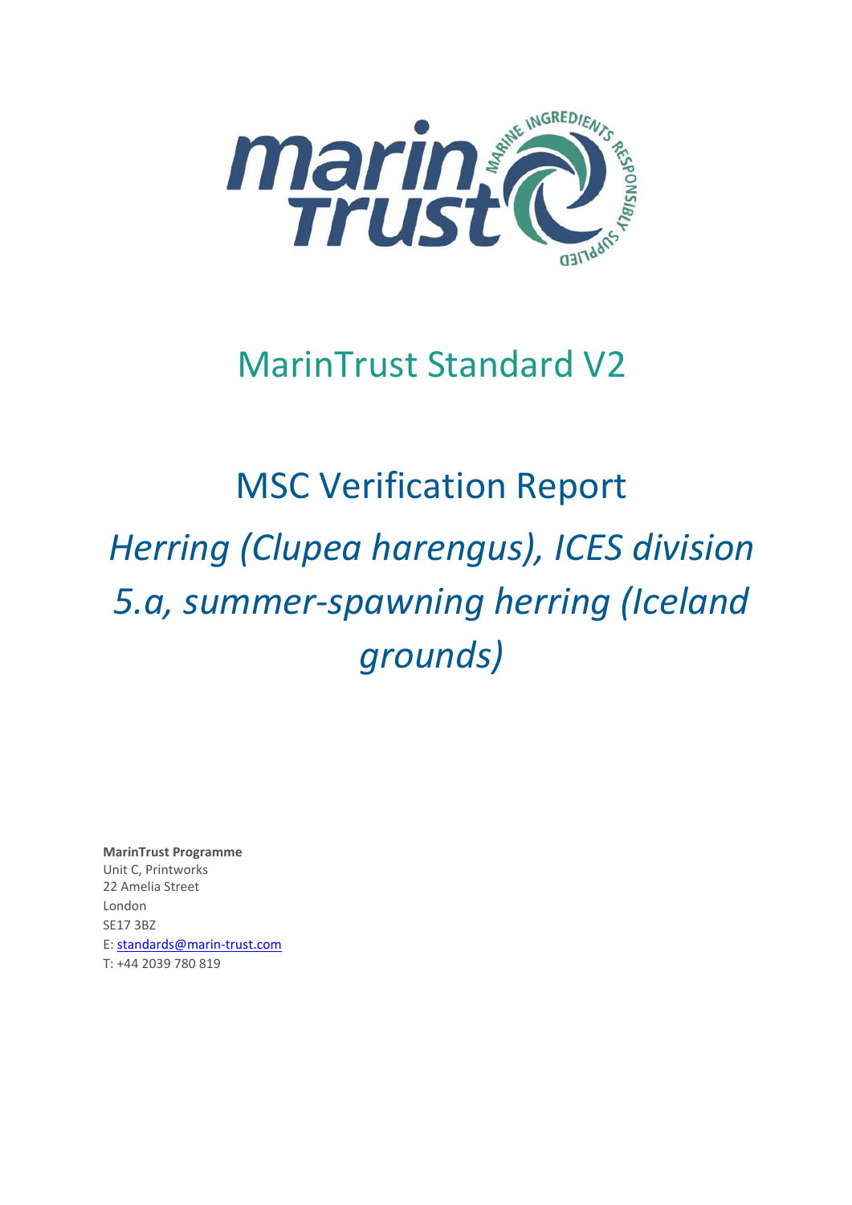# MarinTrust Standard V2

# MSC Verification Report

## *Herring (Clupea harengus), ICES division 5.a, summer-spawning herring (Iceland grounds)*

**MarinTrust Programme**
Unit C, Printworks
22 Amelia Street
London
SE17 3BZ
E: standards@marin-trust.com
T: +44 2039 780 819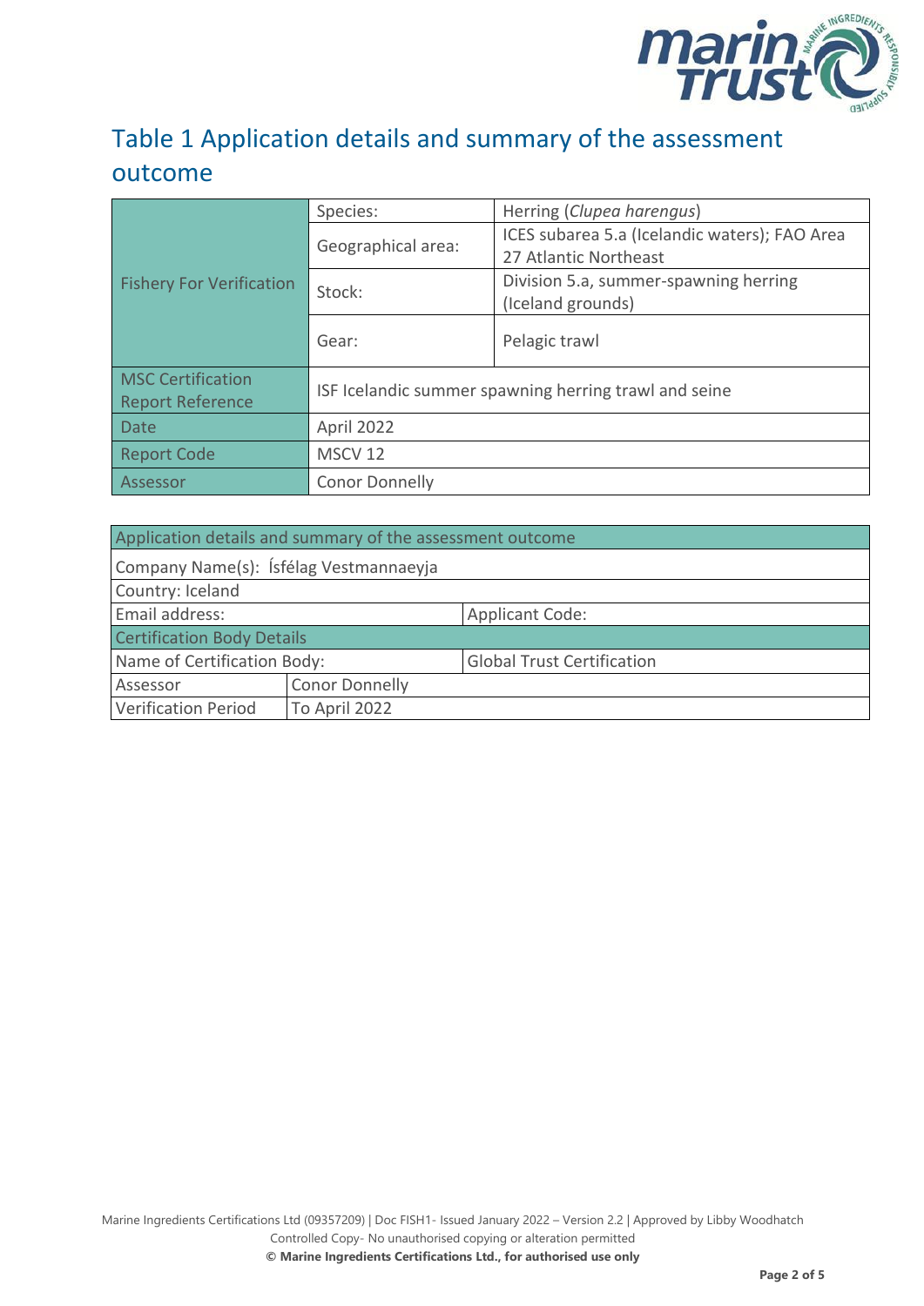# Table 1 Application details and summary of the assessment outcome

| Fishery For Verification | Species: | Herring (*Clupea harengus*) |
|---|---|---|
| | Geographical area: | ICES subarea 5.a (Icelandic waters); FAO Area 27 Atlantic Northeast |
| | Stock: | Division 5.a, summer-spawning herring (Iceland grounds) |
| | Gear: | Pelagic trawl |
| MSC Certification Report Reference | ISF Icelandic summer spawning herring trawl and seine | |
| Date | April 2022 | |
| Report Code | MSCV 12 | |
| Assessor | Conor Donnelly | |

| Application details and summary of the assessment outcome | | |
|---|---|---|
| Company Name(s): Ísfélag Vestmannaeyja | | |
| Country: Iceland | | |
| Email address: | | Applicant Code: |
| Certification Body Details | | |
| Name of Certification Body: | | Global Trust Certification |
| Assessor | Conor Donnelly | |
| Verification Period | To April 2022 | |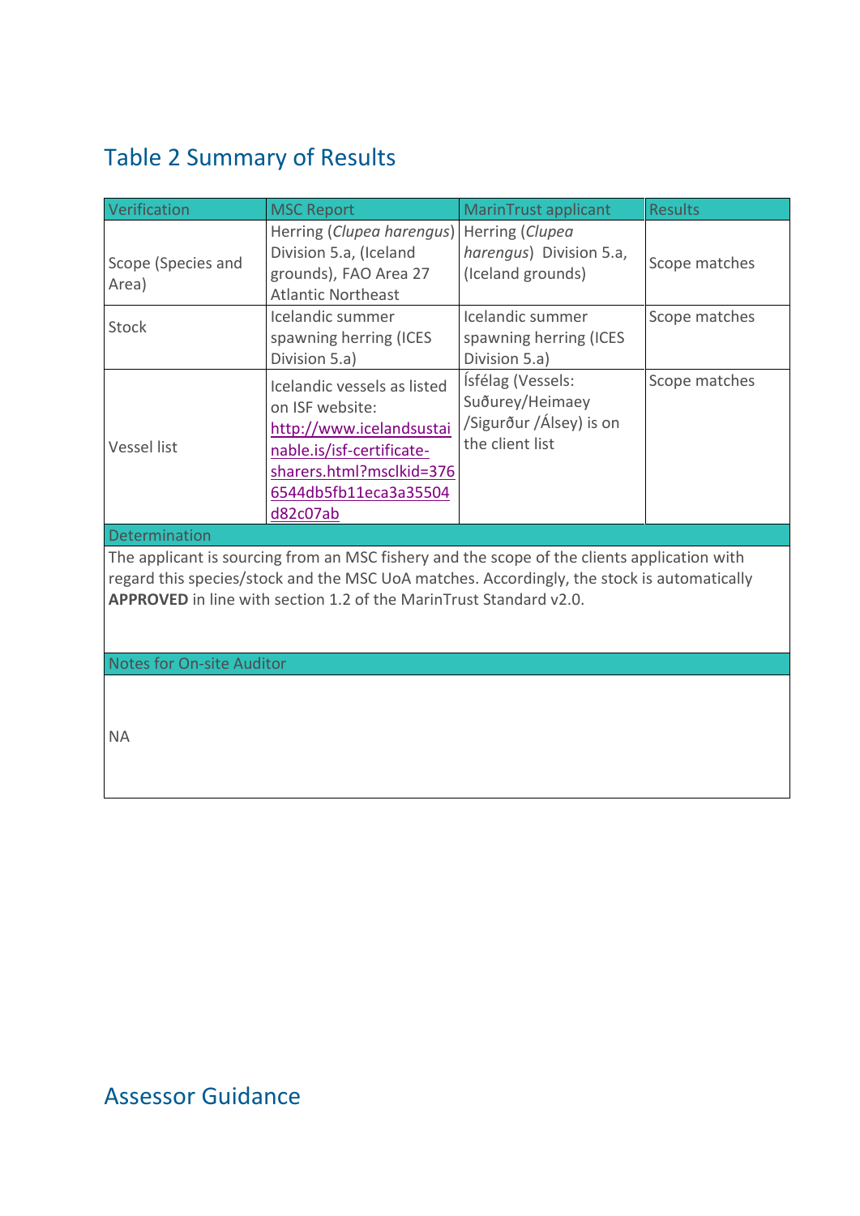## Table 2 Summary of Results

| Verification | MSC Report | MarinTrust applicant | Results |
|---|---|---|---|
| Scope (Species and Area) | Herring (*Clupea harengus*) Division 5.a, (Iceland grounds), FAO Area 27 Atlantic Northeast | Herring (*Clupea harengus*) Division 5.a, (Iceland grounds) | Scope matches |
| Stock | Icelandic summer spawning herring (ICES Division 5.a) | Icelandic summer spawning herring (ICES Division 5.a) | Scope matches |
| Vessel list | Icelandic vessels as listed on ISF website: http://www.icelandsustainable.is/isf-certificate-sharers.html?msclkid=3766544db5fb11eca3a35504d82c07ab | Ísfélag (Vessels: Suðurey/Heimaey /Sigurður /Álsey) is on the client list | Scope matches |
| Determination | | | |
| The applicant is sourcing from an MSC fishery and the scope of the clients application with regard this species/stock and the MSC UoA matches. Accordingly, the stock is automatically **APPROVED** in line with section 1.2 of the MarinTrust Standard v2.0. | | | |
| Notes for On-site Auditor | | | |
| NA | | | |

## Assessor Guidance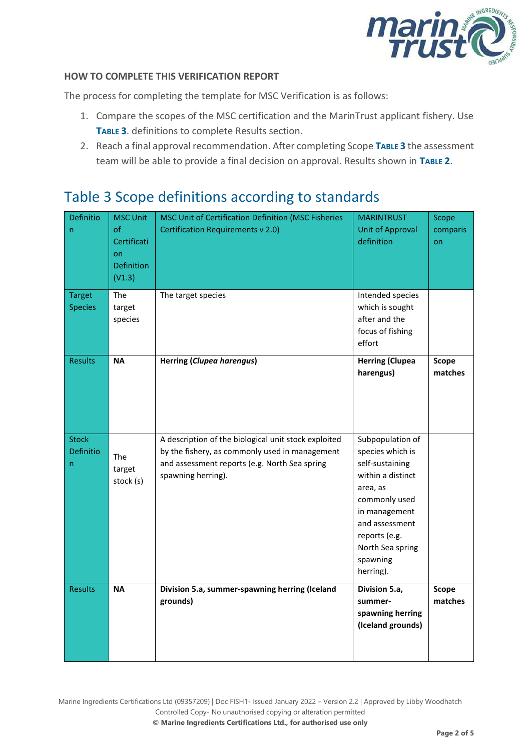### HOW TO COMPLETE THIS VERIFICATION REPORT

The process for completing the template for MSC Verification is as follows:

1. Compare the scopes of the MSC certification and the MarinTrust applicant fishery. Use **TABLE 3**. definitions to complete Results section.
2. Reach a final approval recommendation. After completing Scope **TABLE 3** the assessment team will be able to provide a final decision on approval. Results shown in **TABLE 2**.

## Table 3 Scope definitions according to standards

| Definition | MSC Unit of Certification Definition (V1.3) | MSC Unit of Certification Definition (MSC Fisheries Certification Requirements v 2.0) | MARINTRUST Unit of Approval definition | Scope comparison |
|---|---|---|---|---|
| Target Species | The target species | The target species | Intended species which is sought after and the focus of fishing effort | |
| Results | **NA** | **Herring (*Clupea harengus*)** | **Herring (Clupea harengus)** | **Scope matches** |
| Stock Definition | The target stock (s) | A description of the biological unit stock exploited by the fishery, as commonly used in management and assessment reports (e.g. North Sea spring spawning herring). | Subpopulation of species which is self-sustaining within a distinct area, as commonly used in management and assessment reports (e.g. North Sea spring spawning herring). | |
| Results | **NA** | **Division 5.a, summer-spawning herring (Iceland grounds)** | **Division 5.a, summer-spawning herring (Iceland grounds)** | **Scope matches** |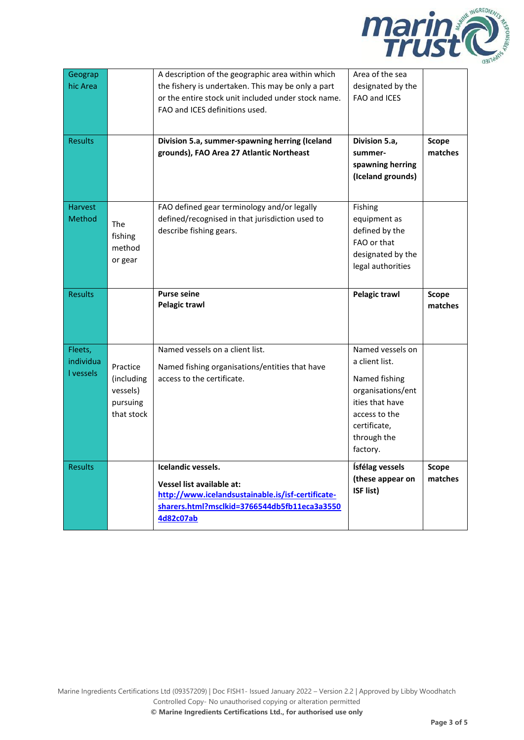| | | | | |
|---|---|---|---|---|
| Geographic Area | | A description of the geographic area within which the fishery is undertaken. This may be only a part or the entire stock unit included under stock name. FAO and ICES definitions used. | Area of the sea designated by the FAO and ICES | |
| Results | | **Division 5.a, summer-spawning herring (Iceland grounds), FAO Area 27 Atlantic Northeast** | **Division 5.a, summer-spawning herring (Iceland grounds)** | **Scope matches** |
| Harvest Method | The fishing method or gear | FAO defined gear terminology and/or legally defined/recognised in that jurisdiction used to describe fishing gears. | Fishing equipment as defined by the FAO or that designated by the legal authorities | |
| Results | | **Purse seine**<br>**Pelagic trawl** | **Pelagic trawl** | **Scope matches** |
| Fleets, individual vessels | Practice (including vessels) pursuing that stock | Named vessels on a client list.<br>Named fishing organisations/entities that have access to the certificate. | Named vessels on a client list.<br>Named fishing organisations/entities that have access to the certificate, through the factory. | |
| Results | | **Icelandic vessels.**<br>**Vessel list available at:** **http://www.icelandsustainable.is/isf-certificate-sharers.html?msclkid=3766544db5fb11eca3a35504d82c07ab** | **Ísfélag vessels (these appear on ISF list)** | **Scope matches** |